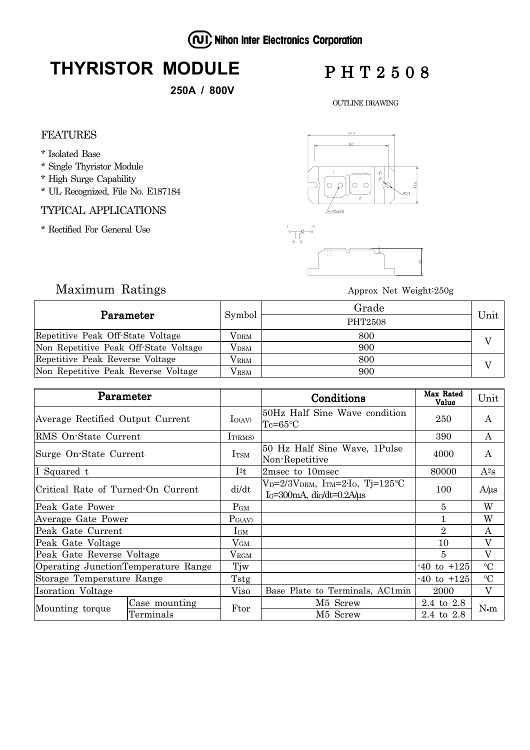Nihon Inter Electronics Corporation

# THYRISTOR MODULE

**250A / 800V**

# PHT2508

OUTLINE DRAWING

## FEATURES

- Isolated Base
- Single Thyristor Module
- High Surge Capability
- UL Recognized, File No. E187184

## TYPICAL APPLICATIONS

- Rectified For General Use

## Maximum Ratings

Approx Net Weight:250g

| Parameter | Symbol | Grade PHT2508 | Unit |
|---|---|---|---|
| Repetitive Peak Off-State Voltage | $V_{DRM}$ | 800 | V |
| Non Repetitive Peak Off-State Voltage | $V_{DSM}$ | 900 | V |
| Repetitive Peak Reverse Voltage | $V_{RRM}$ | 800 | V |
| Non Repetitive Peak Reverse Voltage | $V_{RSM}$ | 900 | V |

| Parameter | | | Conditions | Max Rated Value | Unit |
|---|---|---|---|---|---|
| Average Rectified Output Current | | $I_{O(AV)}$ | 50Hz Half Sine Wave condition Tc=65℃ | 250 | A |
| RMS On-State Current | | $I_{T(RMS)}$ | | 390 | A |
| Surge On-State Current | | $I_{TSM}$ | 50 Hz Half Sine Wave, 1Pulse Non-Repetitive | 4000 | A |
| I Squared t | | $I^2t$ | 2msec to 10msec | 80000 | $A^2s$ |
| Critical Rate of Turned-On Current | | di/dt | $V_D$=2/3$V_{DRM}$, $I_{TM}$=2·$I_O$, Tj=125℃ $I_G$=300mA, $di_G/dt$=0.2A/μs | 100 | A/μs |
| Peak Gate Power | | $P_{GM}$ | | 5 | W |
| Average Gate Power | | $P_{G(AV)}$ | | 1 | W |
| Peak Gate Current | | $I_{GM}$ | | 2 | A |
| Peak Gate Voltage | | $V_{GM}$ | | 10 | V |
| Peak Gate Reverse Voltage | | $V_{RGM}$ | | 5 | V |
| Operating JunctionTemperature Range | | Tjw | | -40 to +125 | ℃ |
| Storage Temperature Range | | Tstg | | -40 to +125 | ℃ |
| Isoration Voltage | | Viso | Base Plate to Terminals, AC1min | 2000 | V |
| Mounting torque | Case mounting | Ftor | M5 Screw | 2.4 to 2.8 | N•m |
| | Terminals | | M5 Screw | 2.4 to 2.8 | |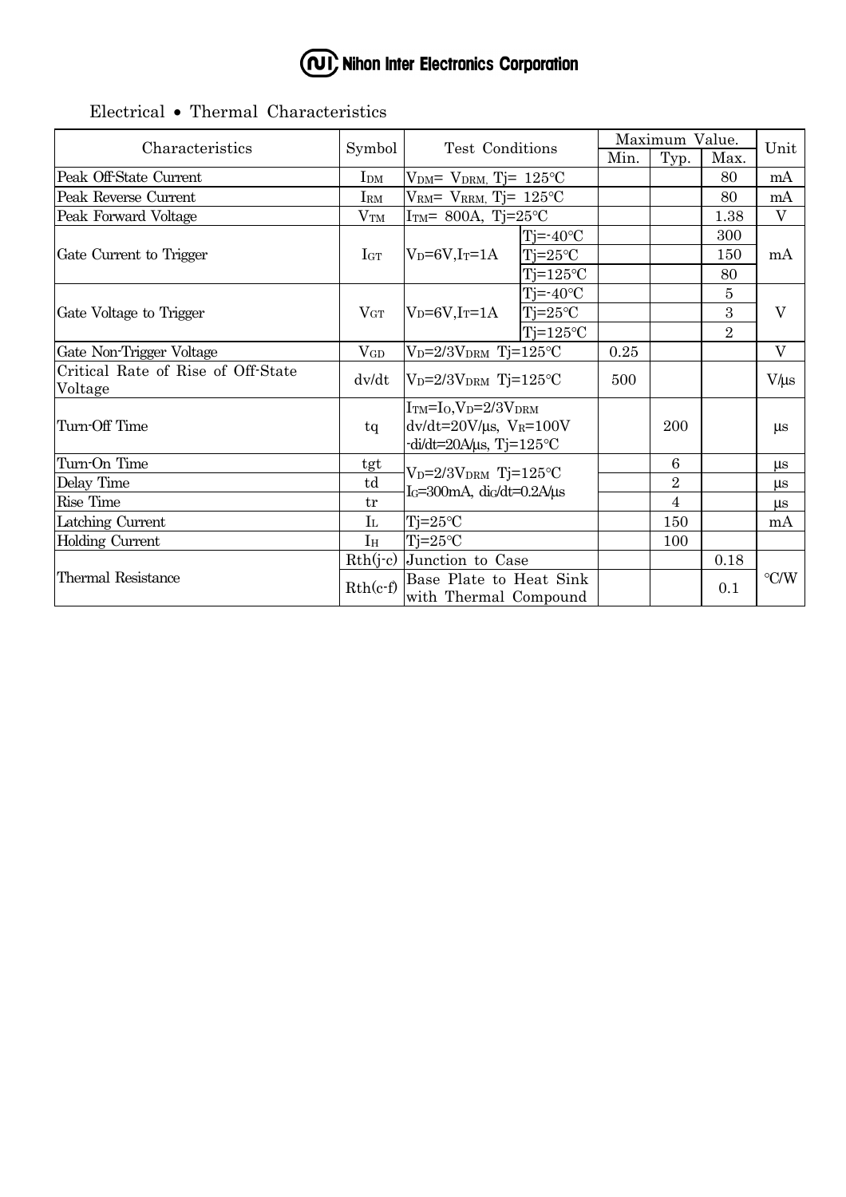**Nihon Inter Electronics Corporation**

## Electrical • Thermal Characteristics

| Characteristics | Symbol | Test Conditions | | Maximum Value. | | | Unit |
|---|---|---|---|---|---|---|---|
| | | | | Min. | Typ. | Max. | |
| Peak Off-State Current | $I_{DM}$ | $V_{DM}$= $V_{DRM}$, Tj= 125℃ | | | | 80 | mA |
| Peak Reverse Current | $I_{RM}$ | $V_{RM}$= $V_{RRM}$, Tj= 125℃ | | | | 80 | mA |
| Peak Forward Voltage | $V_{TM}$ | $I_{TM}$= 800A, Tj=25℃ | | | | 1.38 | V |
| Gate Current to Trigger | $I_{GT}$ | $V_D$=6V,$I_T$=1A | Tj=-40℃ | | | 300 | mA |
| | | | Tj=25℃ | | | 150 | |
| | | | Tj=125℃ | | | 80 | |
| Gate Voltage to Trigger | $V_{GT}$ | $V_D$=6V,$I_T$=1A | Tj=-40℃ | | | 5 | V |
| | | | Tj=25℃ | | | 3 | |
| | | | Tj=125℃ | | | 2 | |
| Gate Non-Trigger Voltage | $V_{GD}$ | $V_D$=2/3$V_{DRM}$ Tj=125℃ | | 0.25 | | | V |
| Critical Rate of Rise of Off-State Voltage | dv/dt | $V_D$=2/3$V_{DRM}$ Tj=125℃ | | 500 | | | V/μs |
| Turn-Off Time | tq | $I_{TM}$=$I_O$,$V_D$=2/3$V_{DRM}$ dv/dt=20V/μs, $V_R$=100V -di/dt=20A/μs, Tj=125℃ | | | 200 | | μs |
| Turn-On Time | tgt | $V_D$=2/3$V_{DRM}$ Tj=125℃ $I_G$=300mA, $di_G$/dt=0.2A/μs | | | 6 | | μs |
| Delay Time | td | | | | 2 | | μs |
| Rise Time | tr | | | | 4 | | μs |
| Latching Current | $I_L$ | Tj=25℃ | | | 150 | | mA |
| Holding Current | $I_H$ | Tj=25℃ | | | 100 | | |
| Thermal Resistance | Rth(j-c) | Junction to Case | | | | 0.18 | ℃/W |
| | Rth(c-f) | Base Plate to Heat Sink with Thermal Compound | | | | 0.1 | |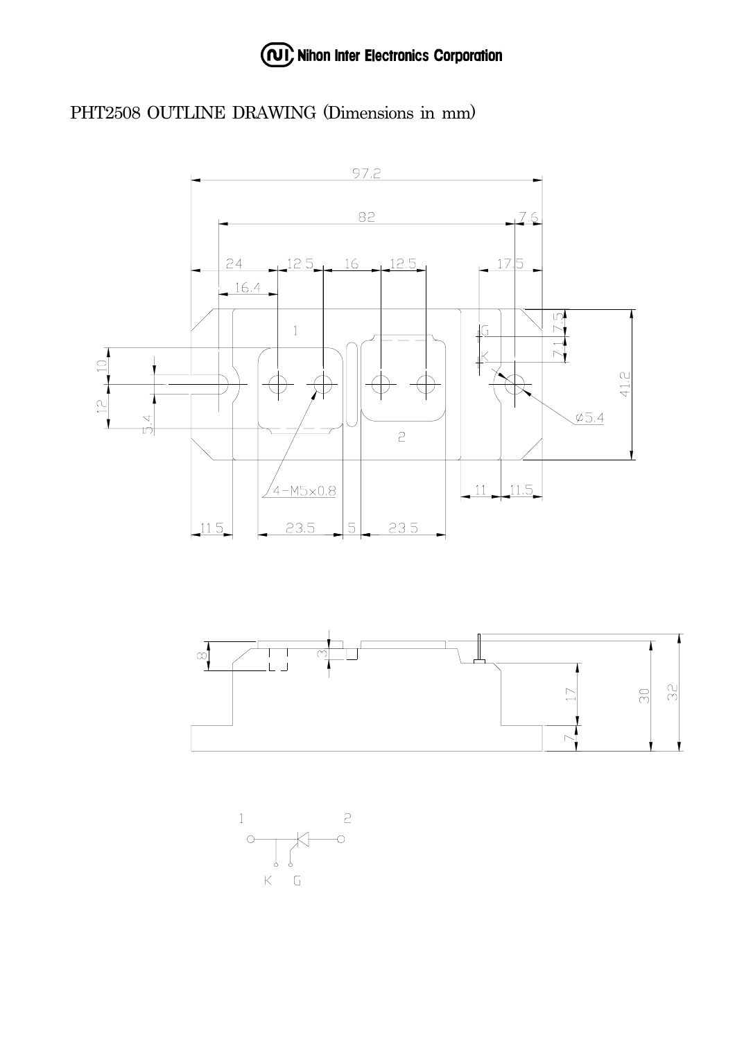Nihon Inter Electronics Corporation

# PHT2508 OUTLINE DRAWING (Dimensions in mm)

97.2

82

7.6

24

12.5

16

12.5

17.5

16.4

1

G

K

7.5

7.1

10

12

5.4

41.2

⌀5.4

2

4-M5×0.8

11

11.5

11.5

23.5

5

23.5

8

3

17

30

32

7

1

2

K G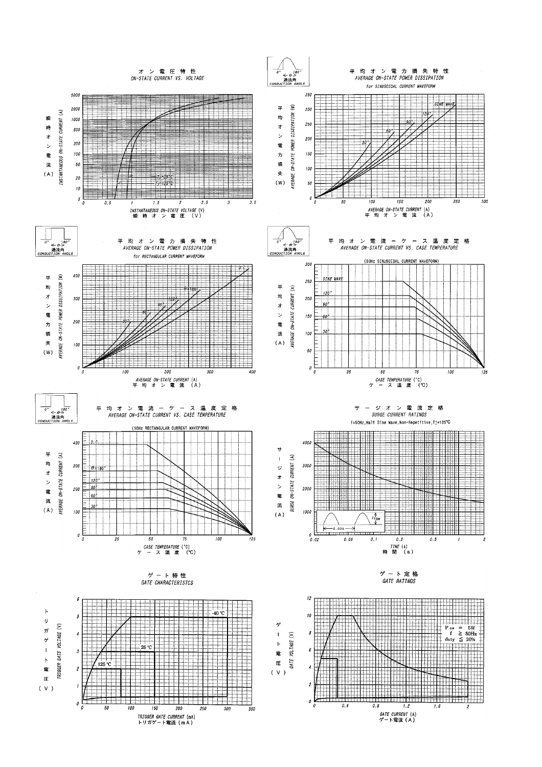## オン電圧特性
### ON-STATE CURRENT VS. VOLTAGE

瞬時オン電流 (A) INSTANTANEOUS ON-STATE CURRENT (A)

Tj=25℃

Tj=125℃

INSTANTANEOUS ON-STATE VOLTAGE (V)
瞬時オン電圧 (V)

## 平均オン電力損失特性
### AVERAGE ON-STATE POWER DISSIPATION
for SINUSOIDAL CURRENT WAVEFORM

0° ← θ → 180°
通流角
CONDUCTION ANGLE

平均オン電力損失 (W) AVERAGE ON-STATE POWER DISSIPATION (W)

SINE WAVE, 120°, 90°, 60°, 30°

AVERAGE ON-STATE CURRENT (A)
平均オン電流 (A)

## 平均オン電力損失特性
### AVERAGE ON-STATE POWER DISSIPATION
for RECTANGULAR CURRENT WAVEFORM

0° ← θ → 180°
通流角
CONDUCTION ANGLE

平均オン電力損失 (W) AVERAGE ON-STATE POWER DISSIPATION (W)

D.C., θ=180°, 120°, 90°, 60°, 30°

AVERAGE ON-STATE CURRENT (A)
平均オン電流 (A)

## 平均オン電流－ケース温度定格
### AVERAGE ON-STATE CURRENT VS. CASE TEMPERATURE
(50Hz SINUSOIDAL CURRENT WAVEFORM)

0° ← θ → 180°
通流角
CONDUCTION ANGLE

平均オン電流 (A) AVERAGE ON-STATE CURRENT (A)

SINE WAVE, 120°, 90°, 60°, 30°

CASE TEMPERATURE (℃)
ケース温度 (℃)

## 平均オン電流－ケース温度定格
### AVERAGE ON-STATE CURRENT VS. CASE TEMPERATURE
(50Hz RECTANGULAR CURRENT WAVEFORM)

0° ← θ → 180°
通流角
CONDUCTION ANGLE

平均オン電流 (A) AVERAGE ON-STATE CURRENT (A)

D.C., θ=180°, 120°, 90°, 60°, 30°

CASE TEMPERATURE (℃)
ケース温度 (℃)

## サージオン電流定格
### SURGE CURRENT RATINGS
f=50Hz,Half Sine Wave,Non-Repetitive,Tj=125℃

サージオン電流 (A) SURGE ON-STATE CURRENT (A)

$I_{TSM}$, 0.02s

TIME (s)
時間 (s)

## ゲート特性
### GATE CHARACTERISTCS

トリガゲート電圧 (V) TRIGGER GATE VOLTAGE (V)

-40 ℃, -25 ℃, 125 ℃

TRIGGER GATE CURRENT (mA)
トリガゲート電流 (mA)

## ゲート定格
### GATE RATINGS

ゲート電圧 (V) GATE VOLTAGE (V)

$P_{GM}$ = 5W
f ≧ 50Hz
duty ≦ 20%

GATE CURRENT (A)
ゲート電流 (A)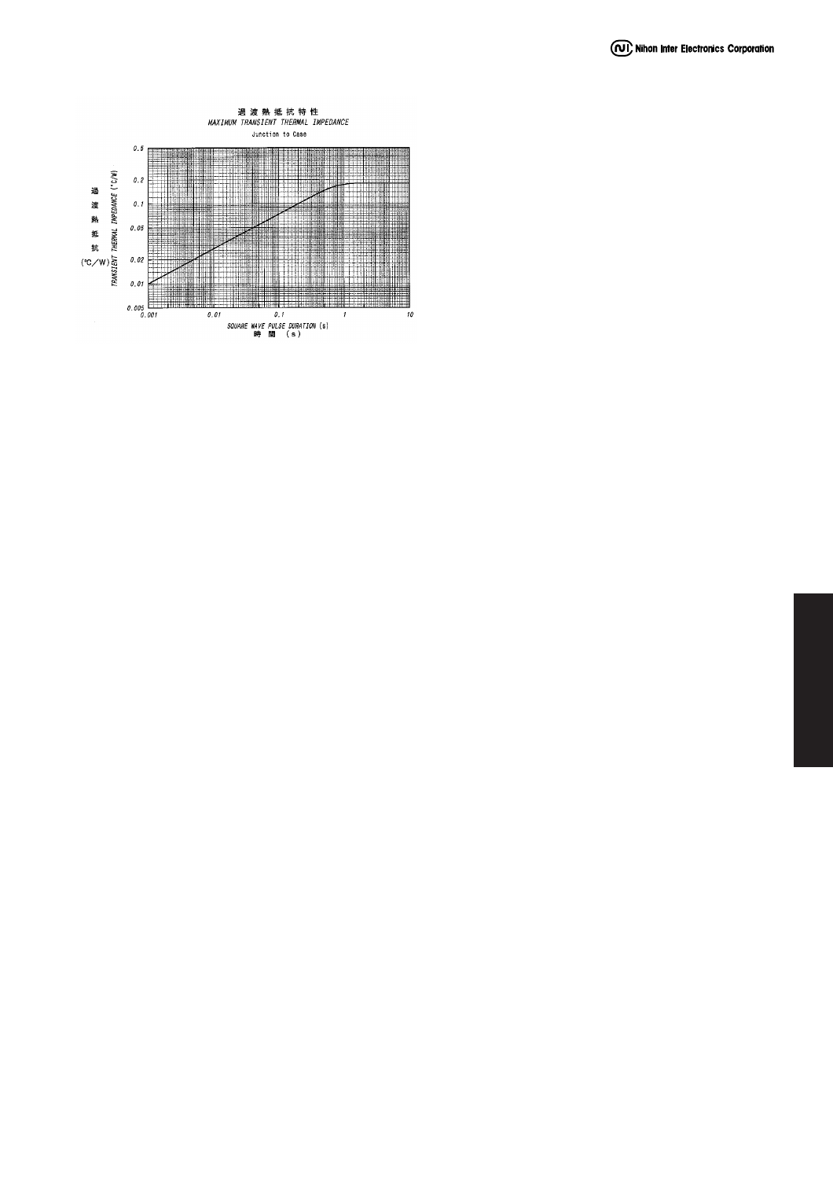過渡熱抵抗特性

MAXIMUM TRANSIENT THERMAL IMPEDANCE

Junction to Case

過渡熱抵抗 (°C/W)

TRANSIENT THERMAL IMPEDANCE (°C/W)

0.5

0.2

0.1

0.05

0.02

0.01

0.005

0.001

0.01

0.1

1

10

SQUARE WAVE PULSE DURATION (s)

時間 (s)